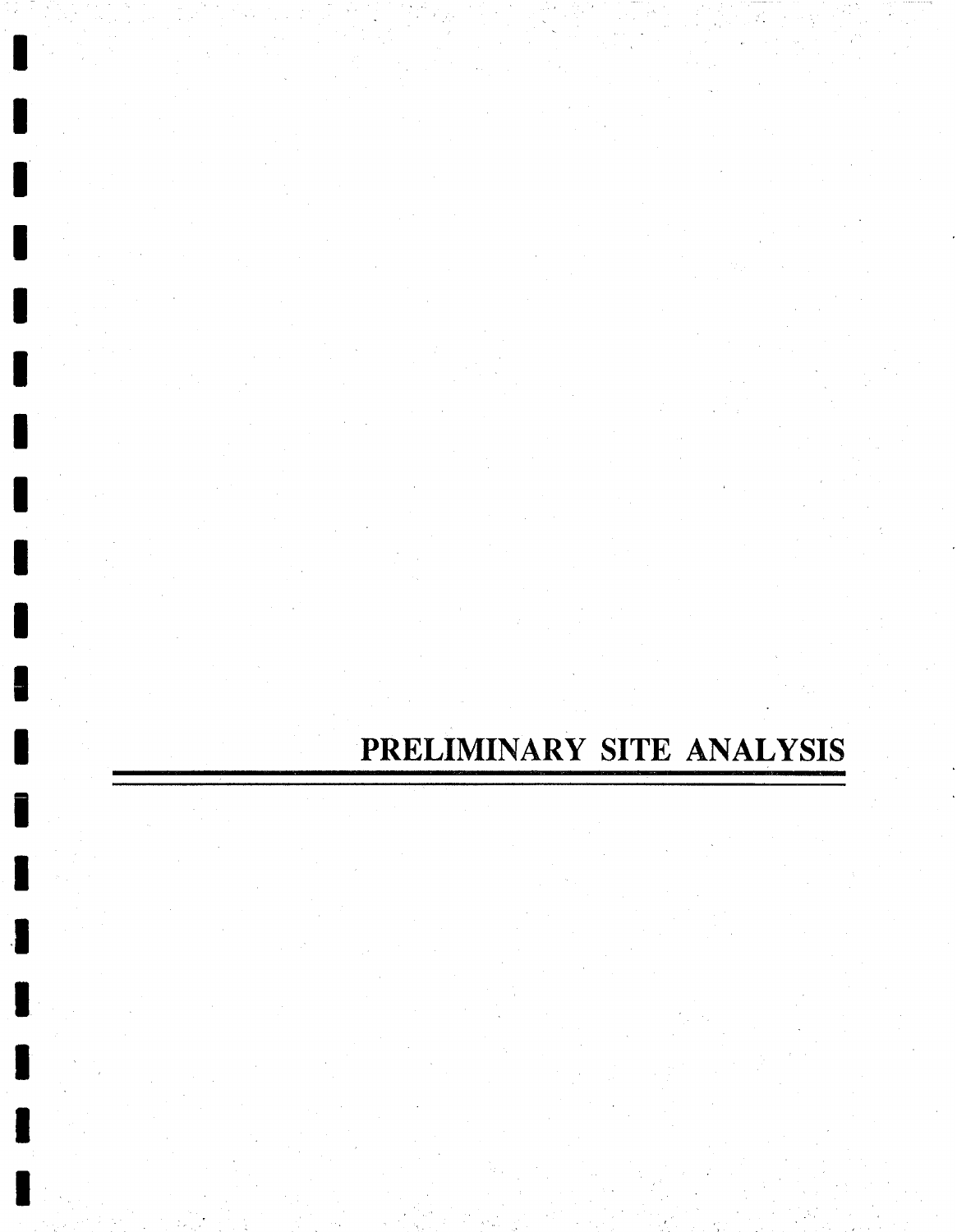# PRELIMINARY SITE ANALYSIS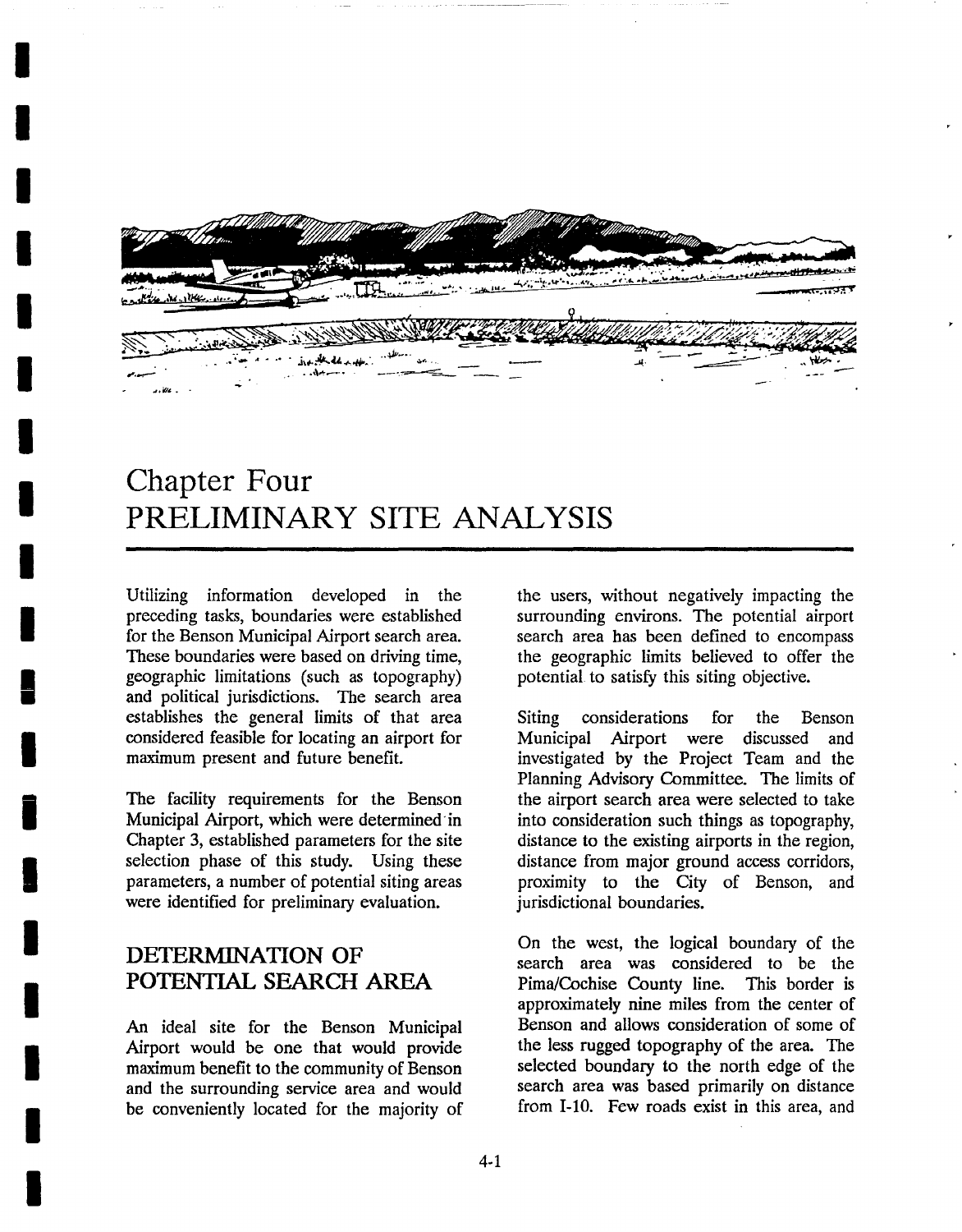# Chapter Four
# PRELIMINARY SITE ANALYSIS

Utilizing information developed in the preceding tasks, boundaries were established for the Benson Municipal Airport search area. These boundaries were based on driving time, geographic limitations (such as topography) and political jurisdictions. The search area establishes the general limits of that area considered feasible for locating an airport for maximum present and future benefit.

The facility requirements for the Benson Municipal Airport, which were determined in Chapter 3, established parameters for the site selection phase of this study. Using these parameters, a number of potential siting areas were identified for preliminary evaluation.

## DETERMINATION OF POTENTIAL SEARCH AREA

An ideal site for the Benson Municipal Airport would be one that would provide maximum benefit to the community of Benson and the surrounding service area and would be conveniently located for the majority of the users, without negatively impacting the surrounding environs. The potential airport search area has been defined to encompass the geographic limits believed to offer the potential to satisfy this siting objective.

Siting considerations for the Benson Municipal Airport were discussed and investigated by the Project Team and the Planning Advisory Committee. The limits of the airport search area were selected to take into consideration such things as topography, distance to the existing airports in the region, distance from major ground access corridors, proximity to the City of Benson, and jurisdictional boundaries.

On the west, the logical boundary of the search area was considered to be the Pima/Cochise County line. This border is approximately nine miles from the center of Benson and allows consideration of some of the less rugged topography of the area. The selected boundary to the north edge of the search area was based primarily on distance from I-10. Few roads exist in this area, and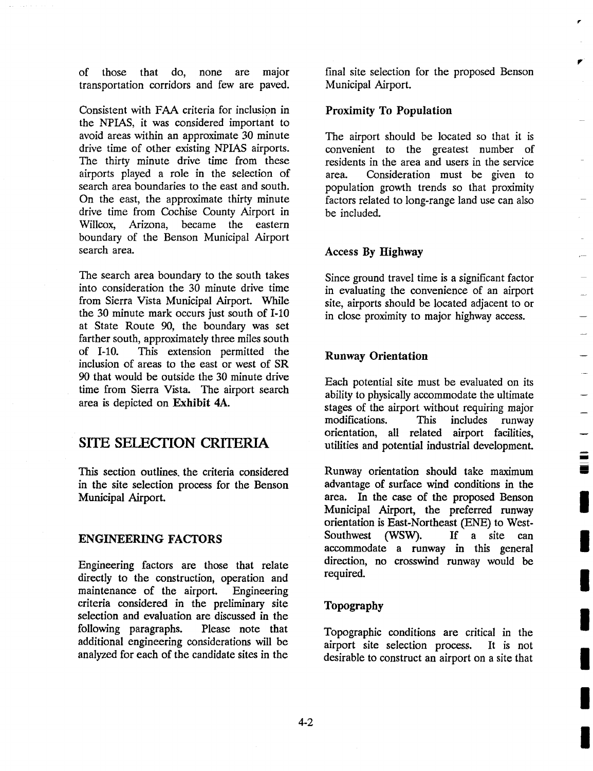of those that do, none are major transportation corridors and few are paved.

Consistent with FAA criteria for inclusion in the NPIAS, it was considered important to avoid areas within an approximate 30 minute drive time of other existing NPIAS airports. The thirty minute drive time from these airports played a role in the selection of search area boundaries to the east and south. On the east, the approximate thirty minute drive time from Cochise County Airport in Willcox, Arizona, became the eastern boundary of the Benson Municipal Airport search area.

The search area boundary to the south takes into consideration the 30 minute drive time from Sierra Vista Municipal Airport. While the 30 minute mark occurs just south of I-10 at State Route 90, the boundary was set farther south, approximately three miles south of I-10. This extension permitted the inclusion of areas to the east or west of SR 90 that would be outside the 30 minute drive time from Sierra Vista. The airport search area is depicted on **Exhibit 4A.**

## SITE SELECTION CRITERIA

This section outlines the criteria considered in the site selection process for the Benson Municipal Airport.

### ENGINEERING FACTORS

Engineering factors are those that relate directly to the construction, operation and maintenance of the airport. Engineering criteria considered in the preliminary site selection and evaluation are discussed in the following paragraphs. Please note that additional engineering considerations will be analyzed for each of the candidate sites in the final site selection for the proposed Benson Municipal Airport.

#### Proximity To Population

The airport should be located so that it is convenient to the greatest number of residents in the area and users in the service area. Consideration must be given to population growth trends so that proximity factors related to long-range land use can also be included.

#### Access By Highway

Since ground travel time is a significant factor in evaluating the convenience of an airport site, airports should be located adjacent to or in close proximity to major highway access.

#### Runway Orientation

Each potential site must be evaluated on its ability to physically accommodate the ultimate stages of the airport without requiring major modifications. This includes runway orientation, all related airport facilities, utilities and potential industrial development.

Runway orientation should take maximum advantage of surface wind conditions in the area. In the case of the proposed Benson Municipal Airport, the preferred runway orientation is East-Northeast (ENE) to West-Southwest (WSW). If a site can accommodate a runway in this general direction, no crosswind runway would be required.

#### Topography

Topographic conditions are critical in the airport site selection process. It is not desirable to construct an airport on a site that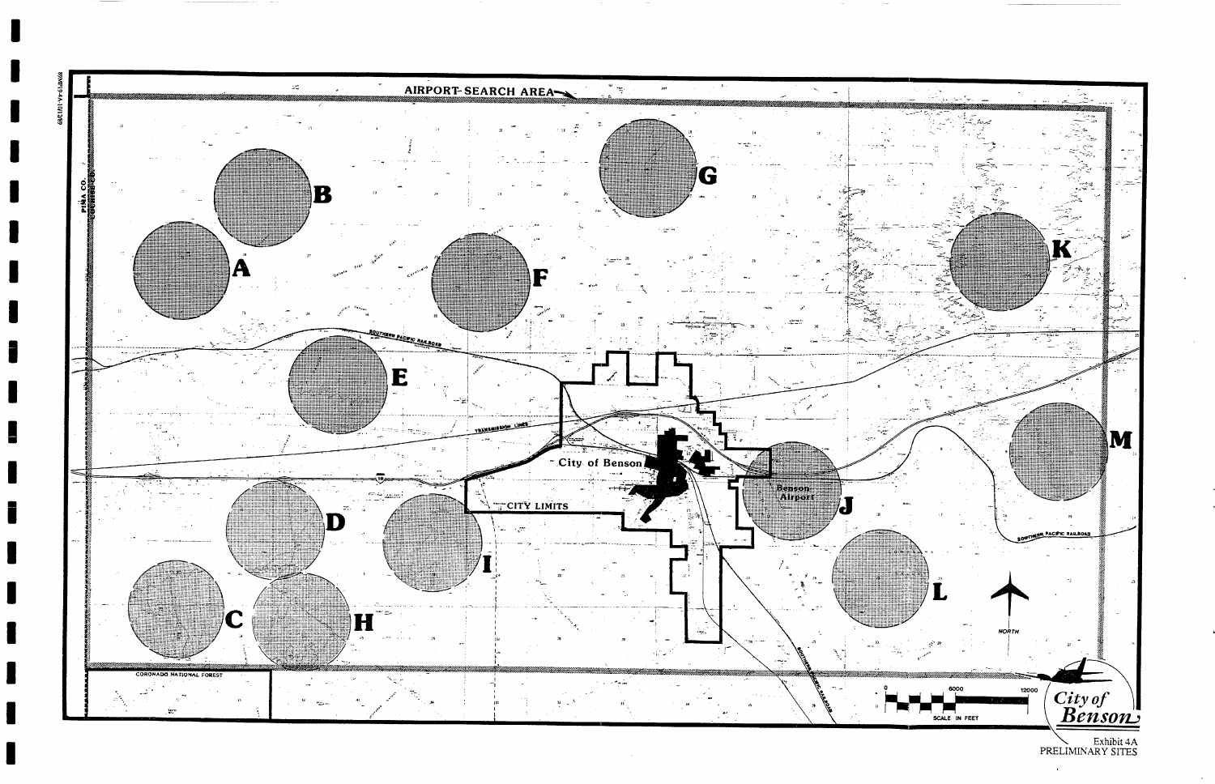AIRPORT SEARCH AREA

PIMA CO.
COCHISE CO.

A

B

C

D

E

F

G

H

I

J

K

L

M

SOUTHERN PACIFIC RAILROAD

TRANSMISSION LINES

City of Benson

CITY LIMITS

Benson Airport

NORTH

CORONADO NATIONAL FOREST

0 6000 12000
SCALE IN FEET

City of Benson

Exhibit 4A
PRELIMINARY SITES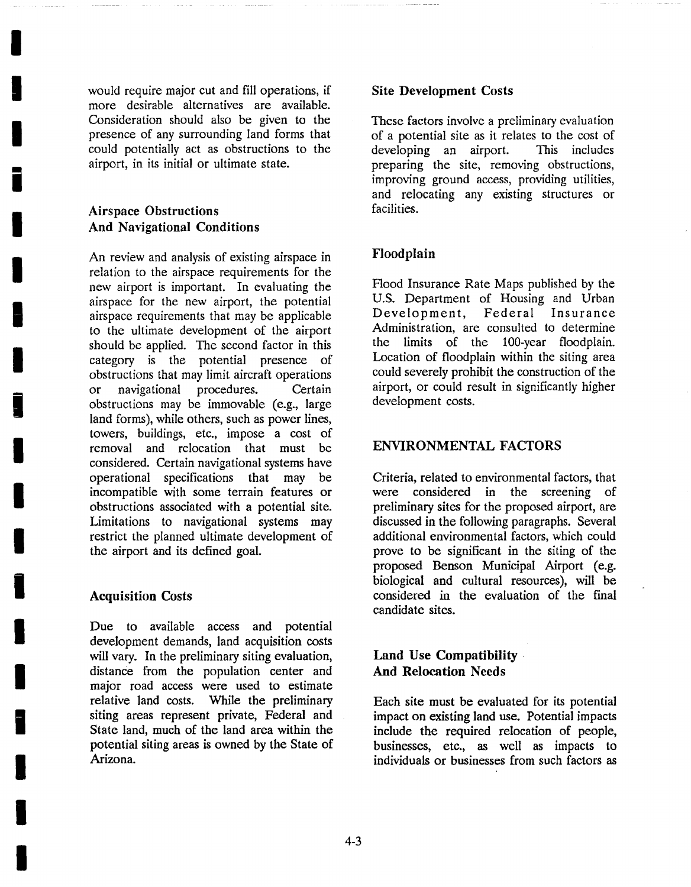would require major cut and fill operations, if more desirable alternatives are available. Consideration should also be given to the presence of any surrounding land forms that could potentially act as obstructions to the airport, in its initial or ultimate state.

### Airspace Obstructions And Navigational Conditions

An review and analysis of existing airspace in relation to the airspace requirements for the new airport is important. In evaluating the airspace for the new airport, the potential airspace requirements that may be applicable to the ultimate development of the airport should be applied. The second factor in this category is the potential presence of obstructions that may limit aircraft operations or navigational procedures. Certain obstructions may be immovable (e.g., large land forms), while others, such as power lines, towers, buildings, etc., impose a cost of removal and relocation that must be considered. Certain navigational systems have operational specifications that may be incompatible with some terrain features or obstructions associated with a potential site. Limitations to navigational systems may restrict the planned ultimate development of the airport and its defined goal.

### Acquisition Costs

Due to available access and potential development demands, land acquisition costs will vary. In the preliminary siting evaluation, distance from the population center and major road access were used to estimate relative land costs. While the preliminary siting areas represent private, Federal and State land, much of the land area within the potential siting areas is owned by the State of Arizona.

### Site Development Costs

These factors involve a preliminary evaluation of a potential site as it relates to the cost of developing an airport. This includes preparing the site, removing obstructions, improving ground access, providing utilities, and relocating any existing structures or facilities.

### Floodplain

Flood Insurance Rate Maps published by the U.S. Department of Housing and Urban Development, Federal Insurance Administration, are consulted to determine the limits of the 100-year floodplain. Location of floodplain within the siting area could severely prohibit the construction of the airport, or could result in significantly higher development costs.

## ENVIRONMENTAL FACTORS

Criteria, related to environmental factors, that were considered in the screening of preliminary sites for the proposed airport, are discussed in the following paragraphs. Several additional environmental factors, which could prove to be significant in the siting of the proposed Benson Municipal Airport (e.g. biological and cultural resources), will be considered in the evaluation of the final candidate sites.

### Land Use Compatibility And Relocation Needs

Each site must be evaluated for its potential impact on existing land use. Potential impacts include the required relocation of people, businesses, etc., as well as impacts to individuals or businesses from such factors as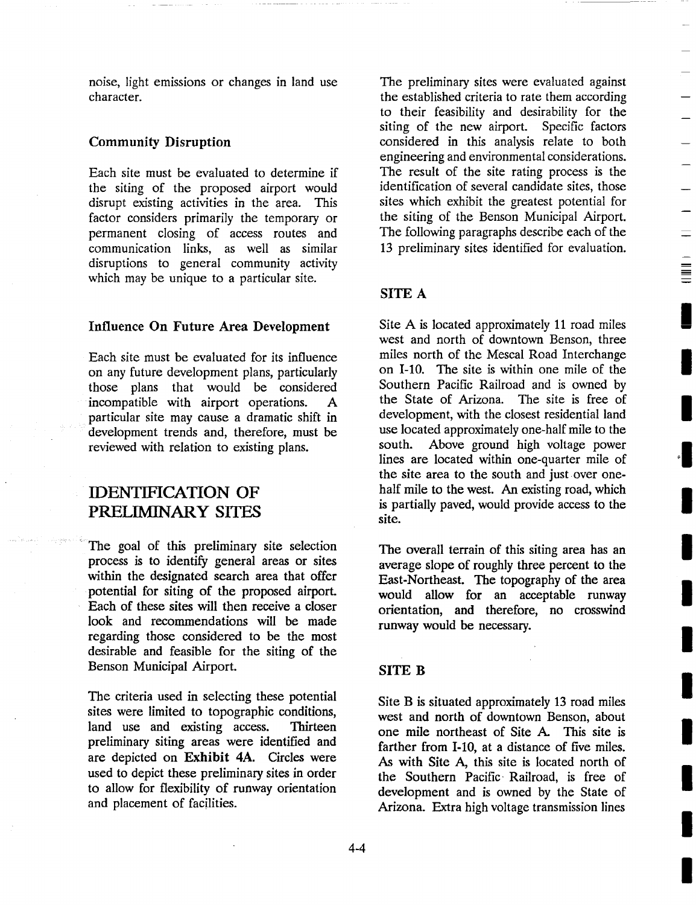noise, light emissions or changes in land use character.

### Community Disruption

Each site must be evaluated to determine if the siting of the proposed airport would disrupt existing activities in the area. This factor considers primarily the temporary or permanent closing of access routes and communication links, as well as similar disruptions to general community activity which may be unique to a particular site.

### Influence On Future Area Development

Each site must be evaluated for its influence on any future development plans, particularly those plans that would be considered incompatible with airport operations. A particular site may cause a dramatic shift in development trends and, therefore, must be reviewed with relation to existing plans.

## IDENTIFICATION OF PRELIMINARY SITES

The goal of this preliminary site selection process is to identify general areas or sites within the designated search area that offer potential for siting of the proposed airport. Each of these sites will then receive a closer look and recommendations will be made regarding those considered to be the most desirable and feasible for the siting of the Benson Municipal Airport.

The criteria used in selecting these potential sites were limited to topographic conditions, land use and existing access. Thirteen preliminary siting areas were identified and are depicted on **Exhibit 4A.** Circles were used to depict these preliminary sites in order to allow for flexibility of runway orientation and placement of facilities.

The preliminary sites were evaluated against the established criteria to rate them according to their feasibility and desirability for the siting of the new airport. Specific factors considered in this analysis relate to both engineering and environmental considerations. The result of the site rating process is the identification of several candidate sites, those sites which exhibit the greatest potential for the siting of the Benson Municipal Airport. The following paragraphs describe each of the 13 preliminary sites identified for evaluation.

### SITE A

Site A is located approximately 11 road miles west and north of downtown Benson, three miles north of the Mescal Road Interchange on I-10. The site is within one mile of the Southern Pacific Railroad and is owned by the State of Arizona. The site is free of development, with the closest residential land use located approximately one-half mile to the south. Above ground high voltage power lines are located within one-quarter mile of the site area to the south and just over one-half mile to the west. An existing road, which is partially paved, would provide access to the site.

The overall terrain of this siting area has an average slope of roughly three percent to the East-Northeast. The topography of the area would allow for an acceptable runway orientation, and therefore, no crosswind runway would be necessary.

### SITE B

Site B is situated approximately 13 road miles west and north of downtown Benson, about one mile northeast of Site A. This site is farther from I-10, at a distance of five miles. As with Site A, this site is located north of the Southern Pacific Railroad, is free of development and is owned by the State of Arizona. Extra high voltage transmission lines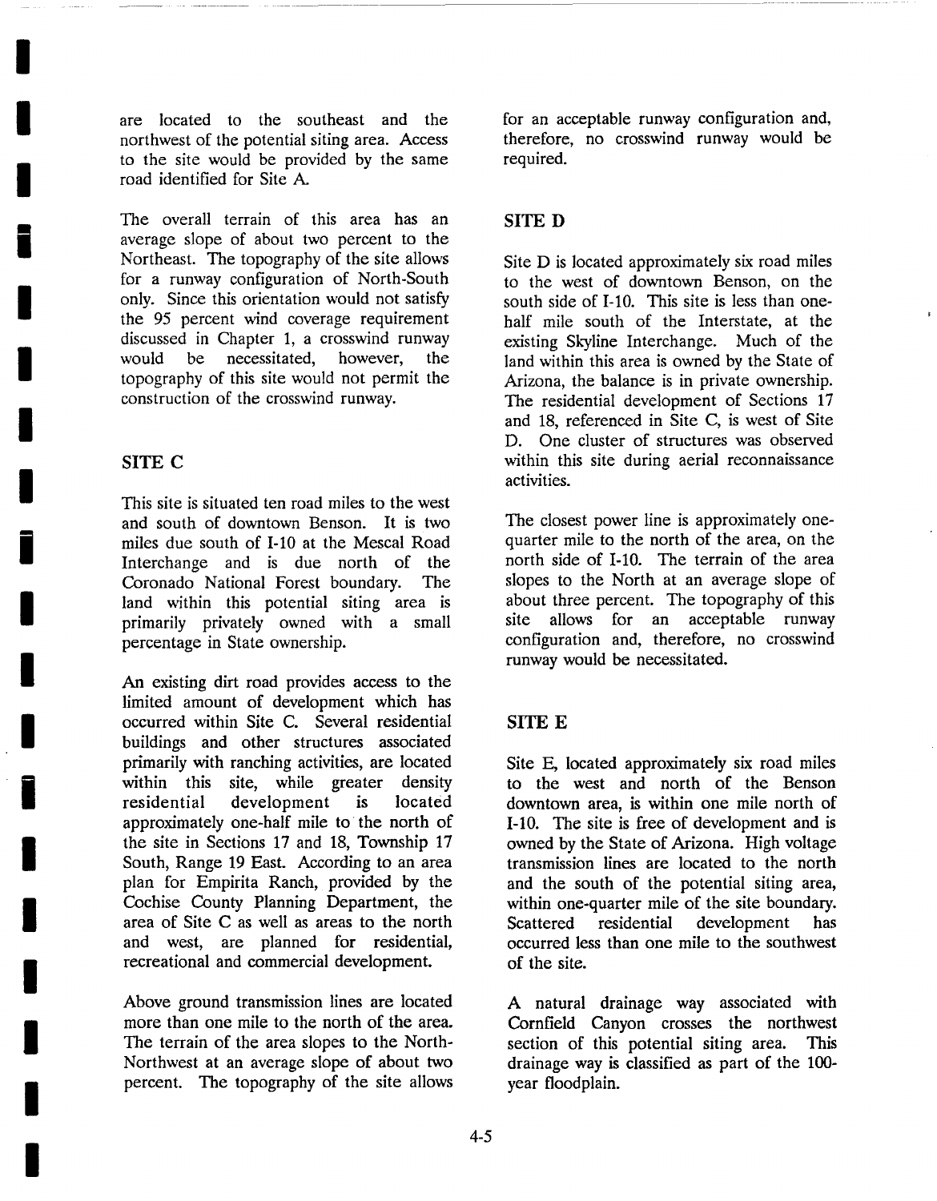are located to the southeast and the northwest of the potential siting area. Access to the site would be provided by the same road identified for Site A.

The overall terrain of this area has an average slope of about two percent to the Northeast. The topography of the site allows for a runway configuration of North-South only. Since this orientation would not satisfy the 95 percent wind coverage requirement discussed in Chapter 1, a crosswind runway would be necessitated, however, the topography of this site would not permit the construction of the crosswind runway.

## SITE C

This site is situated ten road miles to the west and south of downtown Benson. It is two miles due south of I-10 at the Mescal Road Interchange and is due north of the Coronado National Forest boundary. The land within this potential siting area is primarily privately owned with a small percentage in State ownership.

An existing dirt road provides access to the limited amount of development which has occurred within Site C. Several residential buildings and other structures associated primarily with ranching activities, are located within this site, while greater density residential development is located approximately one-half mile to the north of the site in Sections 17 and 18, Township 17 South, Range 19 East. According to an area plan for Empirita Ranch, provided by the Cochise County Planning Department, the area of Site C as well as areas to the north and west, are planned for residential, recreational and commercial development.

Above ground transmission lines are located more than one mile to the north of the area. The terrain of the area slopes to the North-Northwest at an average slope of about two percent. The topography of the site allows for an acceptable runway configuration and, therefore, no crosswind runway would be required.

## SITE D

Site D is located approximately six road miles to the west of downtown Benson, on the south side of I-10. This site is less than one-half mile south of the Interstate, at the existing Skyline Interchange. Much of the land within this area is owned by the State of Arizona, the balance is in private ownership. The residential development of Sections 17 and 18, referenced in Site C, is west of Site D. One cluster of structures was observed within this site during aerial reconnaissance activities.

The closest power line is approximately one-quarter mile to the north of the area, on the north side of I-10. The terrain of the area slopes to the North at an average slope of about three percent. The topography of this site allows for an acceptable runway configuration and, therefore, no crosswind runway would be necessitated.

## SITE E

Site E, located approximately six road miles to the west and north of the Benson downtown area, is within one mile north of I-10. The site is free of development and is owned by the State of Arizona. High voltage transmission lines are located to the north and the south of the potential siting area, within one-quarter mile of the site boundary. Scattered residential development has occurred less than one mile to the southwest of the site.

A natural drainage way associated with Cornfield Canyon crosses the northwest section of this potential siting area. This drainage way is classified as part of the 100-year floodplain.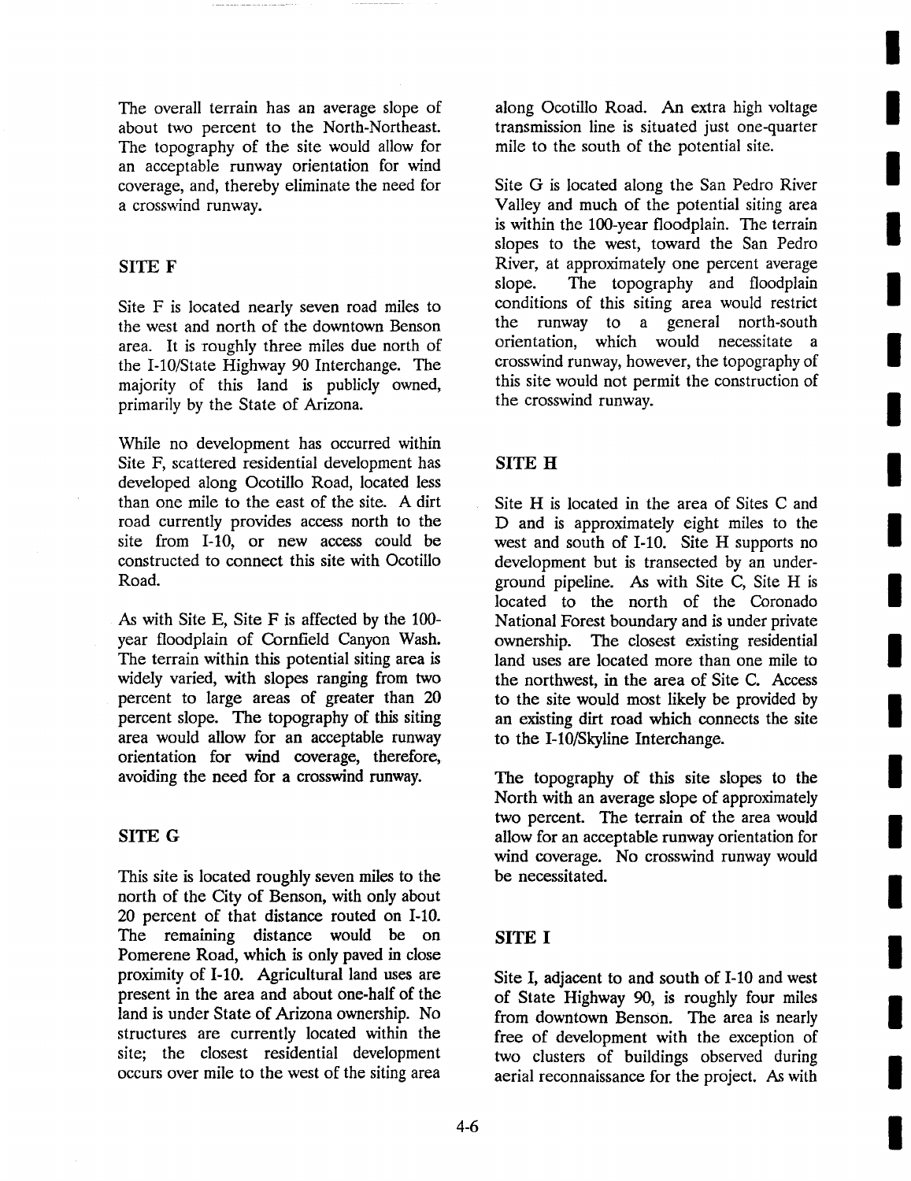The overall terrain has an average slope of about two percent to the North-Northeast. The topography of the site would allow for an acceptable runway orientation for wind coverage, and, thereby eliminate the need for a crosswind runway.

## SITE F

Site F is located nearly seven road miles to the west and north of the downtown Benson area. It is roughly three miles due north of the I-10/State Highway 90 Interchange. The majority of this land is publicly owned, primarily by the State of Arizona.

While no development has occurred within Site F, scattered residential development has developed along Ocotillo Road, located less than one mile to the east of the site. A dirt road currently provides access north to the site from I-10, or new access could be constructed to connect this site with Ocotillo Road.

As with Site E, Site F is affected by the 100-year floodplain of Cornfield Canyon Wash. The terrain within this potential siting area is widely varied, with slopes ranging from two percent to large areas of greater than 20 percent slope. The topography of this siting area would allow for an acceptable runway orientation for wind coverage, therefore, avoiding the need for a crosswind runway.

## SITE G

This site is located roughly seven miles to the north of the City of Benson, with only about 20 percent of that distance routed on I-10. The remaining distance would be on Pomerene Road, which is only paved in close proximity of I-10. Agricultural land uses are present in the area and about one-half of the land is under State of Arizona ownership. No structures are currently located within the site; the closest residential development occurs over mile to the west of the siting area along Ocotillo Road. An extra high voltage transmission line is situated just one-quarter mile to the south of the potential site.

Site G is located along the San Pedro River Valley and much of the potential siting area is within the 100-year floodplain. The terrain slopes to the west, toward the San Pedro River, at approximately one percent average slope. The topography and floodplain conditions of this siting area would restrict the runway to a general north-south orientation, which would necessitate a crosswind runway, however, the topography of this site would not permit the construction of the crosswind runway.

## SITE H

Site H is located in the area of Sites C and D and is approximately eight miles to the west and south of I-10. Site H supports no development but is transected by an underground pipeline. As with Site C, Site H is located to the north of the Coronado National Forest boundary and is under private ownership. The closest existing residential land uses are located more than one mile to the northwest, in the area of Site C. Access to the site would most likely be provided by an existing dirt road which connects the site to the I-10/Skyline Interchange.

The topography of this site slopes to the North with an average slope of approximately two percent. The terrain of the area would allow for an acceptable runway orientation for wind coverage. No crosswind runway would be necessitated.

## SITE I

Site I, adjacent to and south of I-10 and west of State Highway 90, is roughly four miles from downtown Benson. The area is nearly free of development with the exception of two clusters of buildings observed during aerial reconnaissance for the project. As with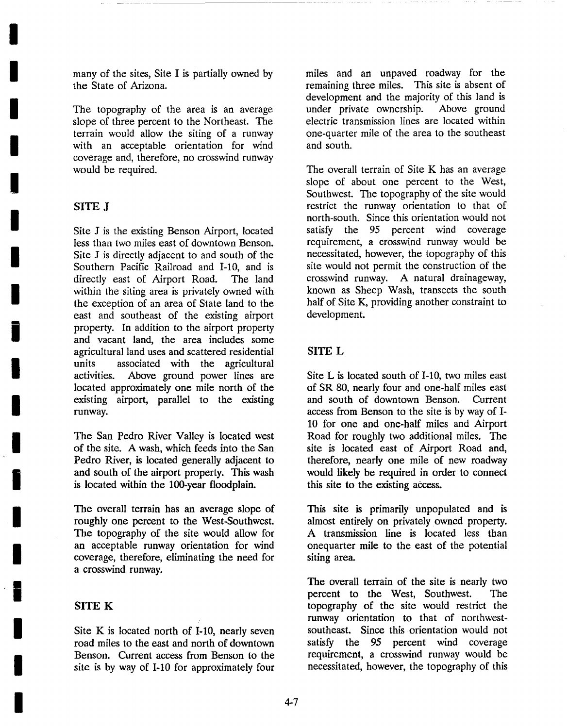many of the sites, Site I is partially owned by the State of Arizona.

The topography of the area is an average slope of three percent to the Northeast. The terrain would allow the siting of a runway with an acceptable orientation for wind coverage and, therefore, no crosswind runway would be required.

## SITE J

Site J is the existing Benson Airport, located less than two miles east of downtown Benson. Site J is directly adjacent to and south of the Southern Pacific Railroad and I-10, and is directly east of Airport Road. The land within the siting area is privately owned with the exception of an area of State land to the east and southeast of the existing airport property. In addition to the airport property and vacant land, the area includes some agricultural land uses and scattered residential units associated with the agricultural activities. Above ground power lines are located approximately one mile north of the existing airport, parallel to the existing runway.

The San Pedro River Valley is located west of the site. A wash, which feeds into the San Pedro River, is located generally adjacent to and south of the airport property. This wash is located within the 100-year floodplain.

The overall terrain has an average slope of roughly one percent to the West-Southwest. The topography of the site would allow for an acceptable runway orientation for wind coverage, therefore, eliminating the need for a crosswind runway.

## SITE K

Site K is located north of I-10, nearly seven road miles to the east and north of downtown Benson. Current access from Benson to the site is by way of I-10 for approximately four miles and an unpaved roadway for the remaining three miles. This site is absent of development and the majority of this land is under private ownership. Above ground electric transmission lines are located within one-quarter mile of the area to the southeast and south.

The overall terrain of Site K has an average slope of about one percent to the West, Southwest. The topography of the site would restrict the runway orientation to that of north-south. Since this orientation would not satisfy the 95 percent wind coverage requirement, a crosswind runway would be necessitated, however, the topography of this site would not permit the construction of the crosswind runway. A natural drainageway, known as Sheep Wash, transects the south half of Site K, providing another constraint to development.

## SITE L

Site L is located south of I-10, two miles east of SR 80, nearly four and one-half miles east and south of downtown Benson. Current access from Benson to the site is by way of I-10 for one and one-half miles and Airport Road for roughly two additional miles. The site is located east of Airport Road and, therefore, nearly one mile of new roadway would likely be required in order to connect this site to the existing access.

This site is primarily unpopulated and is almost entirely on privately owned property. A transmission line is located less than onequarter mile to the east of the potential siting area.

The overall terrain of the site is nearly two percent to the West, Southwest. The topography of the site would restrict the runway orientation to that of northwest-southeast. Since this orientation would not satisfy the 95 percent wind coverage requirement, a crosswind runway would be necessitated, however, the topography of this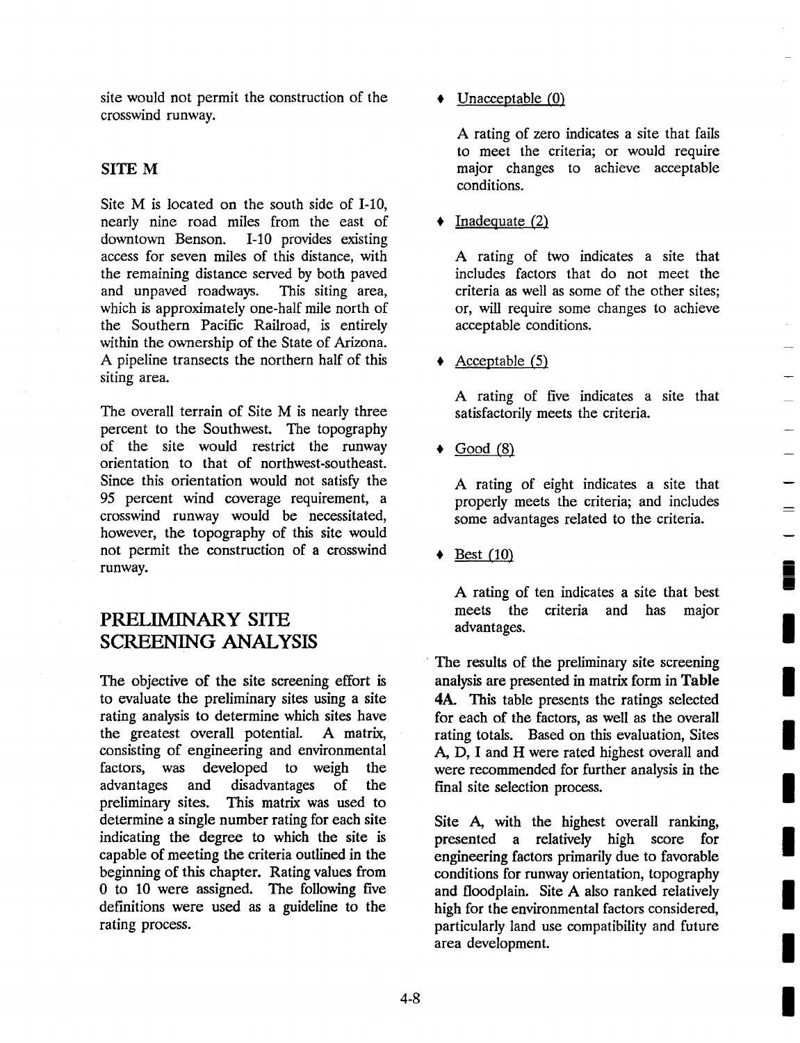site would not permit the construction of the crosswind runway.

## SITE M

Site M is located on the south side of I-10, nearly nine road miles from the east of downtown Benson. I-10 provides existing access for seven miles of this distance, with the remaining distance served by both paved and unpaved roadways. This siting area, which is approximately one-half mile north of the Southern Pacific Railroad, is entirely within the ownership of the State of Arizona. A pipeline transects the northern half of this siting area.

The overall terrain of Site M is nearly three percent to the Southwest. The topography of the site would restrict the runway orientation to that of northwest-southeast. Since this orientation would not satisfy the 95 percent wind coverage requirement, a crosswind runway would be necessitated, however, the topography of this site would not permit the construction of a crosswind runway.

# PRELIMINARY SITE SCREENING ANALYSIS

The objective of the site screening effort is to evaluate the preliminary sites using a site rating analysis to determine which sites have the greatest overall potential. A matrix, consisting of engineering and environmental factors, was developed to weigh the advantages and disadvantages of the preliminary sites. This matrix was used to determine a single number rating for each site indicating the degree to which the site is capable of meeting the criteria outlined in the beginning of this chapter. Rating values from 0 to 10 were assigned. The following five definitions were used as a guideline to the rating process.

- Unacceptable (0)

  A rating of zero indicates a site that fails to meet the criteria; or would require major changes to achieve acceptable conditions.

- Inadequate (2)

  A rating of two indicates a site that includes factors that do not meet the criteria as well as some of the other sites; or, will require some changes to achieve acceptable conditions.

- Acceptable (5)

  A rating of five indicates a site that satisfactorily meets the criteria.

- Good (8)

  A rating of eight indicates a site that properly meets the criteria; and includes some advantages related to the criteria.

- Best (10)

  A rating of ten indicates a site that best meets the criteria and has major advantages.

The results of the preliminary site screening analysis are presented in matrix form in **Table 4A.** This table presents the ratings selected for each of the factors, as well as the overall rating totals. Based on this evaluation, Sites A, D, I and H were rated highest overall and were recommended for further analysis in the final site selection process.

Site A, with the highest overall ranking, presented a relatively high score for engineering factors primarily due to favorable conditions for runway orientation, topography and floodplain. Site A also ranked relatively high for the environmental factors considered, particularly land use compatibility and future area development.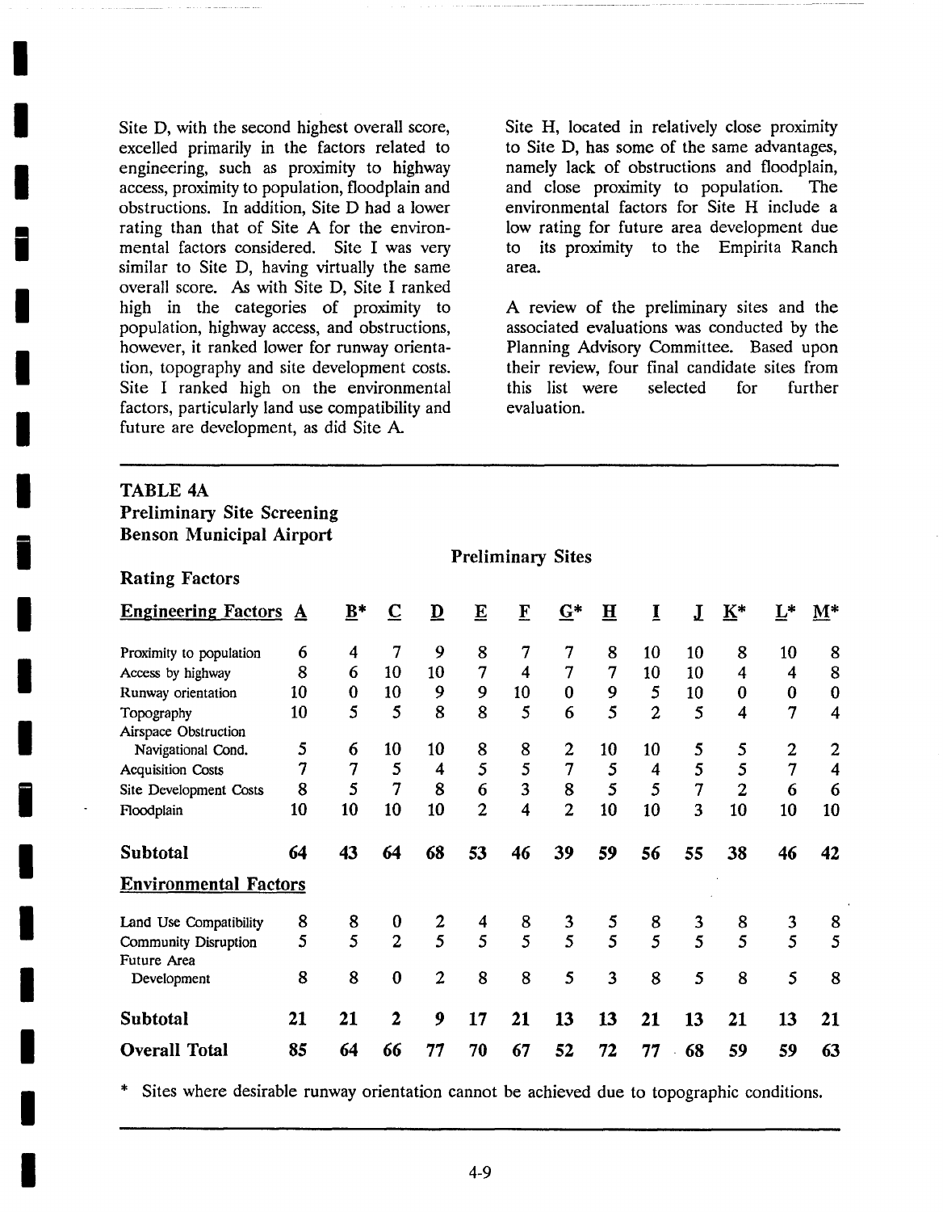Site D, with the second highest overall score, excelled primarily in the factors related to engineering, such as proximity to highway access, proximity to population, floodplain and obstructions. In addition, Site D had a lower rating than that of Site A for the environmental factors considered. Site I was very similar to Site D, having virtually the same overall score. As with Site D, Site I ranked high in the categories of proximity to population, highway access, and obstructions, however, it ranked lower for runway orientation, topography and site development costs. Site I ranked high on the environmental factors, particularly land use compatibility and future are development, as did Site A.

Site H, located in relatively close proximity to Site D, has some of the same advantages, namely lack of obstructions and floodplain, and close proximity to population. The environmental factors for Site H include a low rating for future area development due to its proximity to the Empirita Ranch area.

A review of the preliminary sites and the associated evaluations was conducted by the Planning Advisory Committee. Based upon their review, four final candidate sites from this list were selected for further evaluation.

**TABLE 4A**
**Preliminary Site Screening**
**Benson Municipal Airport**

| Rating Factors | Preliminary Sites | | | | | | | | | | | | |
|---|---|---|---|---|---|---|---|---|---|---|---|---|---|
| **Engineering Factors** | **A** | **B*** | **C** | **D** | **E** | **F** | **G*** | **H** | **I** | **J** | **K*** | **L*** | **M*** |
| Proximity to population | 6 | 4 | 7 | 9 | 8 | 7 | 7 | 8 | 10 | 10 | 8 | 10 | 8 |
| Access by highway | 8 | 6 | 10 | 10 | 7 | 4 | 7 | 7 | 10 | 10 | 4 | 4 | 8 |
| Runway orientation | 10 | 0 | 10 | 9 | 9 | 10 | 0 | 9 | 5 | 10 | 0 | 0 | 0 |
| Topography | 10 | 5 | 5 | 8 | 8 | 5 | 6 | 5 | 2 | 5 | 4 | 7 | 4 |
| Airspace Obstruction Navigational Cond. | 5 | 6 | 10 | 10 | 8 | 8 | 2 | 10 | 10 | 5 | 5 | 2 | 2 |
| Acquisition Costs | 7 | 7 | 5 | 4 | 5 | 5 | 7 | 5 | 4 | 5 | 5 | 7 | 4 |
| Site Development Costs | 8 | 5 | 7 | 8 | 6 | 3 | 8 | 5 | 5 | 7 | 2 | 6 | 6 |
| Floodplain | 10 | 10 | 10 | 10 | 2 | 4 | 2 | 10 | 10 | 3 | 10 | 10 | 10 |
| **Subtotal** | **64** | **43** | **64** | **68** | **53** | **46** | **39** | **59** | **56** | **55** | **38** | **46** | **42** |
| **Environmental Factors** | | | | | | | | | | | | | |
| Land Use Compatibility | 8 | 8 | 0 | 2 | 4 | 8 | 3 | 5 | 8 | 3 | 8 | 3 | 8 |
| Community Disruption | 5 | 5 | 2 | 5 | 5 | 5 | 5 | 5 | 5 | 5 | 5 | 5 | 5 |
| Future Area Development | 8 | 8 | 0 | 2 | 8 | 8 | 5 | 3 | 8 | 5 | 8 | 5 | 8 |
| **Subtotal** | **21** | **21** | **2** | **9** | **17** | **21** | **13** | **13** | **21** | **13** | **21** | **13** | **21** |
| **Overall Total** | **85** | **64** | **66** | **77** | **70** | **67** | **52** | **72** | **77** | **68** | **59** | **59** | **63** |

\* Sites where desirable runway orientation cannot be achieved due to topographic conditions.